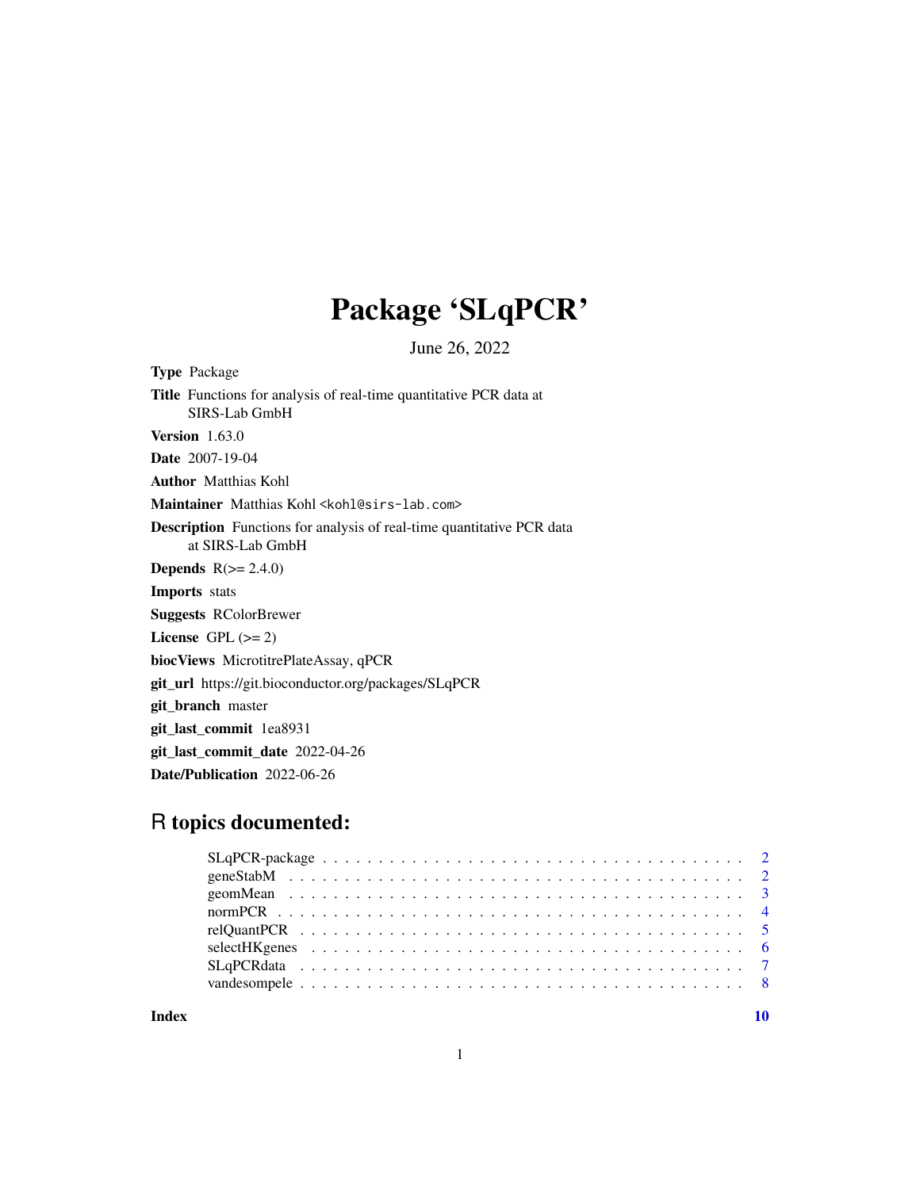# Package 'SLqPCR'

June 26, 2022

**Type** Package

**Title** Functions for analysis of real-time quantitative PCR data at SIRS-Lab GmbH

**Version** 1.63.0

**Date** 2007-19-04

**Author** Matthias Kohl

**Maintainer** Matthias Kohl <kohl@sirs-lab.com>

**Description** Functions for analysis of real-time quantitative PCR data at SIRS-Lab GmbH

**Depends** R(>= 2.4.0)

**Imports** stats

**Suggests** RColorBrewer

**License** GPL (>= 2)

**biocViews** MicrotitrePlateAssay, qPCR

**git_url** https://git.bioconductor.org/packages/SLqPCR

**git_branch** master

**git_last_commit** 1ea8931

**git_last_commit_date** 2022-04-26

**Date/Publication** 2022-06-26

## R topics documented:

- SLqPCR-package . . . . . . . . . . . . . . . . . . . . . . . . . . . . . . . . . . . . 2
- geneStabM . . . . . . . . . . . . . . . . . . . . . . . . . . . . . . . . . . . . . . . 2
- geomMean . . . . . . . . . . . . . . . . . . . . . . . . . . . . . . . . . . . . . . . 3
- normPCR . . . . . . . . . . . . . . . . . . . . . . . . . . . . . . . . . . . . . . . . 4
- relQuantPCR . . . . . . . . . . . . . . . . . . . . . . . . . . . . . . . . . . . . . . 5
- selectHKgenes . . . . . . . . . . . . . . . . . . . . . . . . . . . . . . . . . . . . . 6
- SLqPCRdata . . . . . . . . . . . . . . . . . . . . . . . . . . . . . . . . . . . . . . 7
- vandesompele . . . . . . . . . . . . . . . . . . . . . . . . . . . . . . . . . . . . . . 8

**Index** 10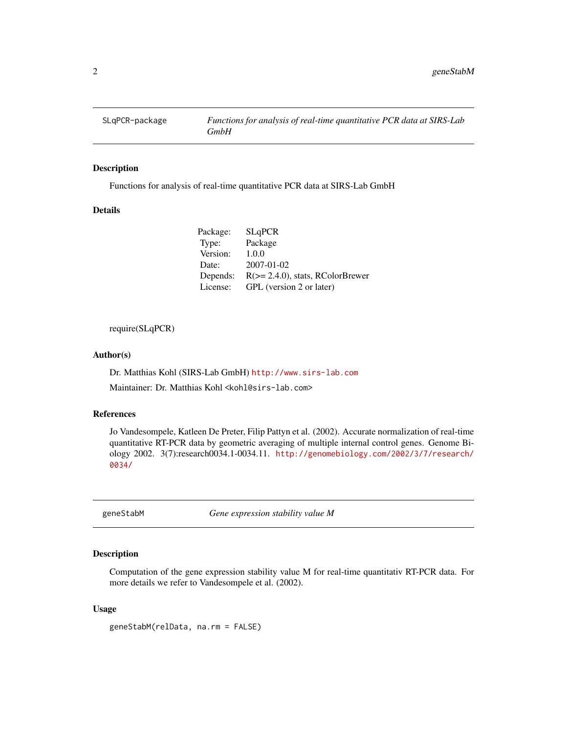| SLqPCR-package | *Functions for analysis of real-time quantitative PCR data at SIRS-Lab GmbH* |
|---|---|

### Description

Functions for analysis of real-time quantitative PCR data at SIRS-Lab GmbH

### Details

| | |
|---|---|
| Package: | SLqPCR |
| Type: | Package |
| Version: | 1.0.0 |
| Date: | 2007-01-02 |
| Depends: | R(>= 2.4.0), stats, RColorBrewer |
| License: | GPL (version 2 or later) |

require(SLqPCR)

### Author(s)

Dr. Matthias Kohl (SIRS-Lab GmbH) `http://www.sirs-lab.com`

Maintainer: Dr. Matthias Kohl `<kohl@sirs-lab.com>`

### References

Jo Vandesompele, Katleen De Preter, Filip Pattyn et al. (2002). Accurate normalization of real-time quantitative RT-PCR data by geometric averaging of multiple internal control genes. Genome Biology 2002. 3(7):research0034.1-0034.11. `http://genomebiology.com/2002/3/7/research/0034/`

| geneStabM | *Gene expression stability value M* |
|---|---|

### Description

Computation of the gene expression stability value M for real-time quantitativ RT-PCR data. For more details we refer to Vandesompele et al. (2002).

### Usage

```
geneStabM(relData, na.rm = FALSE)
```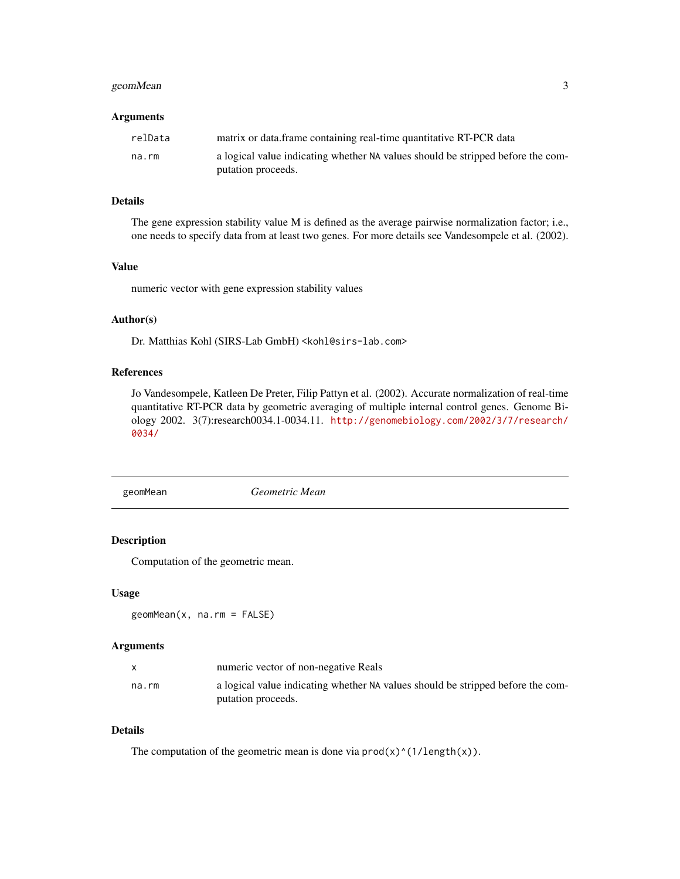### Arguments

| | |
|---|---|
| `relData` | matrix or data.frame containing real-time quantitative RT-PCR data |
| `na.rm` | a logical value indicating whether `NA` values should be stripped before the computation proceeds. |

### Details

The gene expression stability value M is defined as the average pairwise normalization factor; i.e., one needs to specify data from at least two genes. For more details see Vandesompele et al. (2002).

### Value

numeric vector with gene expression stability values

### Author(s)

Dr. Matthias Kohl (SIRS-Lab GmbH) `<kohl@sirs-lab.com>`

### References

Jo Vandesompele, Katleen De Preter, Filip Pattyn et al. (2002). Accurate normalization of real-time quantitative RT-PCR data by geometric averaging of multiple internal control genes. Genome Biology 2002. 3(7):research0034.1-0034.11. http://genomebiology.com/2002/3/7/research/0034/

---

## geomMean *Geometric Mean*

---

### Description

Computation of the geometric mean.

### Usage

```
geomMean(x, na.rm = FALSE)
```

### Arguments

| | |
|---|---|
| `x` | numeric vector of non-negative Reals |
| `na.rm` | a logical value indicating whether `NA` values should be stripped before the computation proceeds. |

### Details

The computation of the geometric mean is done via `prod(x)^(1/length(x))`.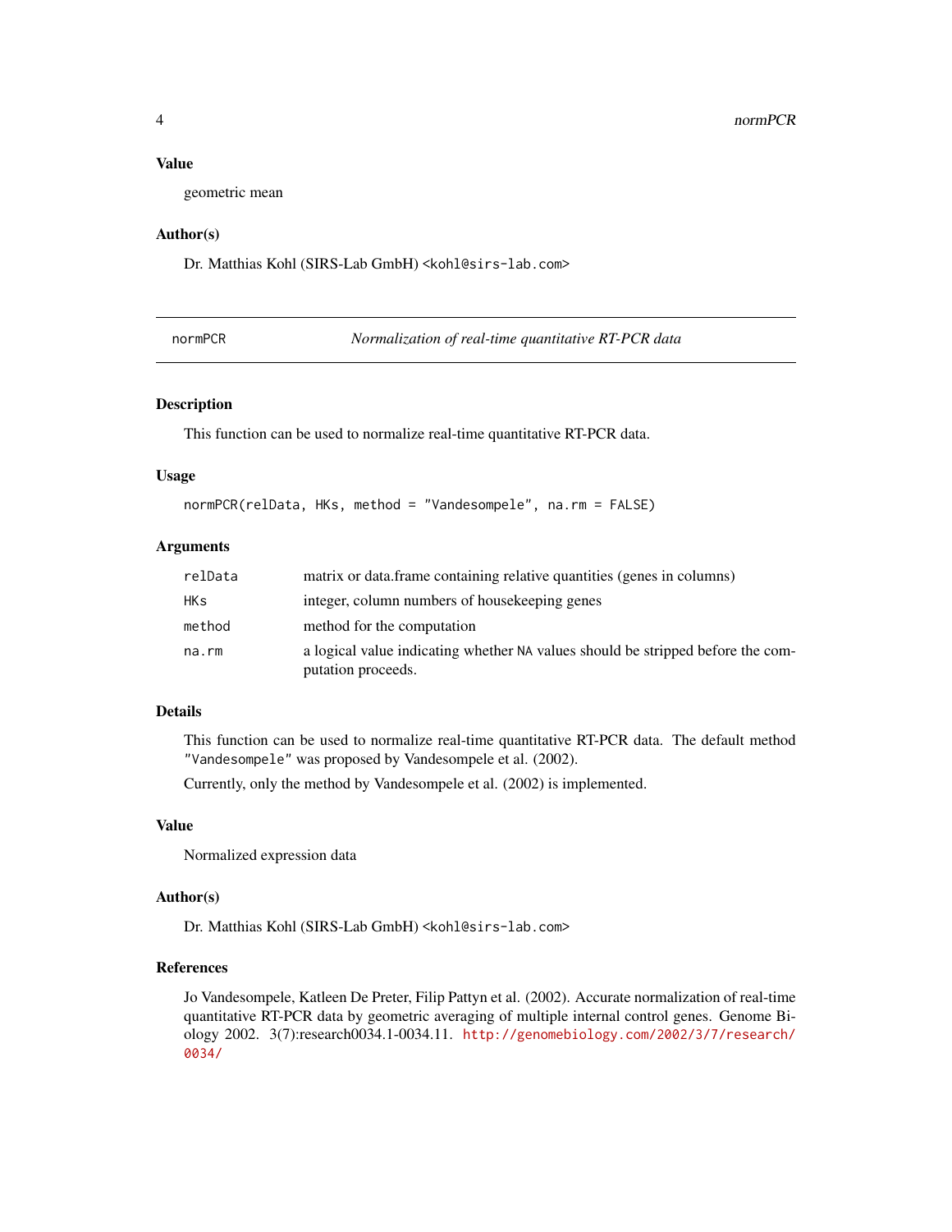### Value

geometric mean

### Author(s)

Dr. Matthias Kohl (SIRS-Lab GmbH) <kohl@sirs-lab.com>

---

## normPCR — *Normalization of real-time quantitative RT-PCR data*

---

### Description

This function can be used to normalize real-time quantitative RT-PCR data.

### Usage

```
normPCR(relData, HKs, method = "Vandesompele", na.rm = FALSE)
```

### Arguments

| | |
|---|---|
| `relData` | matrix or data.frame containing relative quantities (genes in columns) |
| `HKs` | integer, column numbers of housekeeping genes |
| `method` | method for the computation |
| `na.rm` | a logical value indicating whether `NA` values should be stripped before the computation proceeds. |

### Details

This function can be used to normalize real-time quantitative RT-PCR data. The default method `"Vandesompele"` was proposed by Vandesompele et al. (2002).

Currently, only the method by Vandesompele et al. (2002) is implemented.

### Value

Normalized expression data

### Author(s)

Dr. Matthias Kohl (SIRS-Lab GmbH) <kohl@sirs-lab.com>

### References

Jo Vandesompele, Katleen De Preter, Filip Pattyn et al. (2002). Accurate normalization of real-time quantitative RT-PCR data by geometric averaging of multiple internal control genes. Genome Biology 2002. 3(7):research0034.1-0034.11. http://genomebiology.com/2002/3/7/research/0034/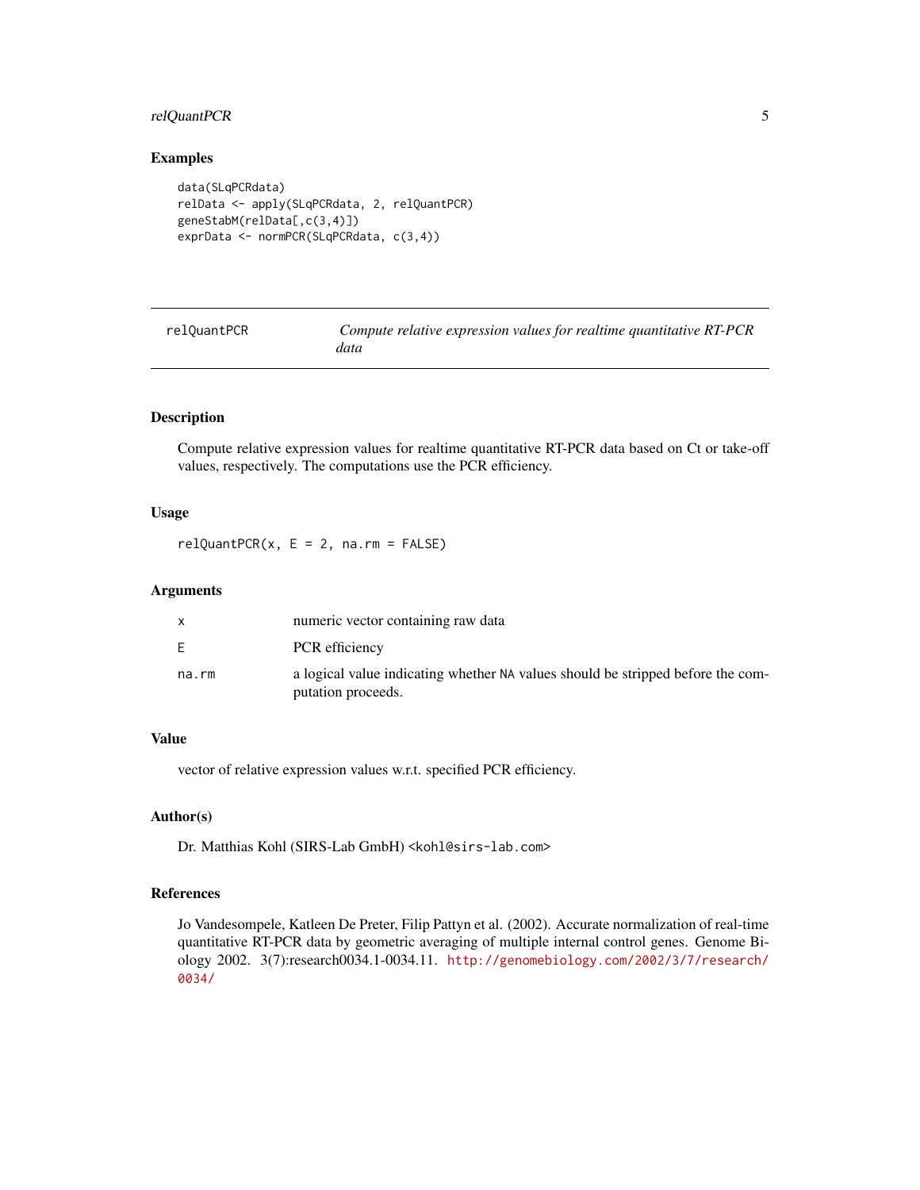## Examples

```
data(SLqPCRdata)
relData <- apply(SLqPCRdata, 2, relQuantPCR)
geneStabM(relData[,c(3,4)])
exprData <- normPCR(SLqPCRdata, c(3,4))
```

---

# relQuantPCR — *Compute relative expression values for realtime quantitative RT-PCR data*

---

## Description

Compute relative expression values for realtime quantitative RT-PCR data based on Ct or take-off values, respectively. The computations use the PCR efficiency.

## Usage

```
relQuantPCR(x, E = 2, na.rm = FALSE)
```

## Arguments

| | |
|---|---|
| `x` | numeric vector containing raw data |
| `E` | PCR efficiency |
| `na.rm` | a logical value indicating whether `NA` values should be stripped before the computation proceeds. |

## Value

vector of relative expression values w.r.t. specified PCR efficiency.

## Author(s)

Dr. Matthias Kohl (SIRS-Lab GmbH) <kohl@sirs-lab.com>

## References

Jo Vandesompele, Katleen De Preter, Filip Pattyn et al. (2002). Accurate normalization of real-time quantitative RT-PCR data by geometric averaging of multiple internal control genes. Genome Biology 2002. 3(7):research0034.1-0034.11. http://genomebiology.com/2002/3/7/research/0034/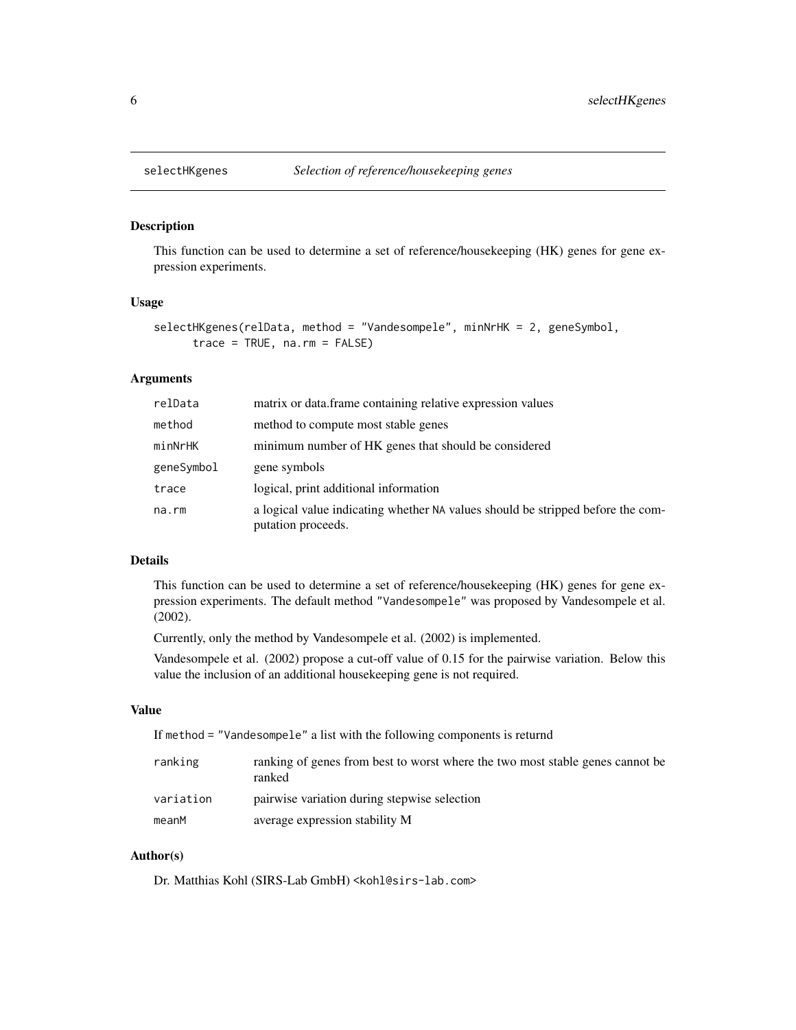# selectHKgenes — *Selection of reference/housekeeping genes*

## Description

This function can be used to determine a set of reference/housekeeping (HK) genes for gene expression experiments.

## Usage

```
selectHKgenes(relData, method = "Vandesompele", minNrHK = 2, geneSymbol,
      trace = TRUE, na.rm = FALSE)
```

## Arguments

| | |
|---|---|
| relData | matrix or data.frame containing relative expression values |
| method | method to compute most stable genes |
| minNrHK | minimum number of HK genes that should be considered |
| geneSymbol | gene symbols |
| trace | logical, print additional information |
| na.rm | a logical value indicating whether NA values should be stripped before the computation proceeds. |

## Details

This function can be used to determine a set of reference/housekeeping (HK) genes for gene expression experiments. The default method "Vandesompele" was proposed by Vandesompele et al. (2002).

Currently, only the method by Vandesompele et al. (2002) is implemented.

Vandesompele et al. (2002) propose a cut-off value of 0.15 for the pairwise variation. Below this value the inclusion of an additional housekeeping gene is not required.

## Value

If method = "Vandesompele" a list with the following components is returnd

| | |
|---|---|
| ranking | ranking of genes from best to worst where the two most stable genes cannot be ranked |
| variation | pairwise variation during stepwise selection |
| meanM | average expression stability M |

## Author(s)

Dr. Matthias Kohl (SIRS-Lab GmbH) <kohl@sirs-lab.com>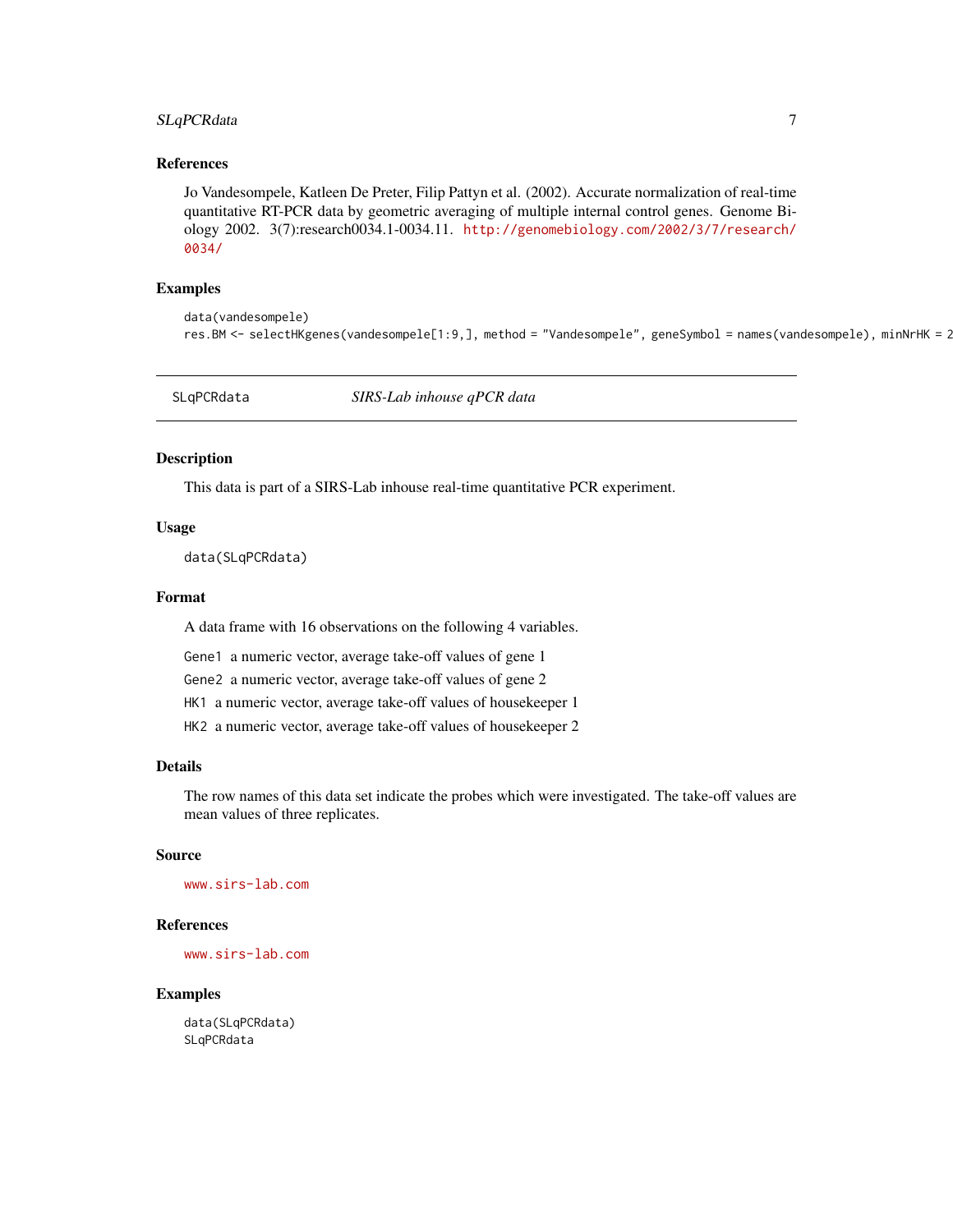### References

Jo Vandesompele, Katleen De Preter, Filip Pattyn et al. (2002). Accurate normalization of real-time quantitative RT-PCR data by geometric averaging of multiple internal control genes. Genome Biology 2002. 3(7):research0034.1-0034.11. http://genomebiology.com/2002/3/7/research/0034/

### Examples

```
data(vandesompele)
res.BM <- selectHKgenes(vandesompele[1:9,], method = "Vandesompele", geneSymbol = names(vandesompele), minNrHK = 2
```

---

## SLqPCRdata — *SIRS-Lab inhouse qPCR data*

### Description

This data is part of a SIRS-Lab inhouse real-time quantitative PCR experiment.

### Usage

```
data(SLqPCRdata)
```

### Format

A data frame with 16 observations on the following 4 variables.

- `Gene1` a numeric vector, average take-off values of gene 1
- `Gene2` a numeric vector, average take-off values of gene 2
- `HK1` a numeric vector, average take-off values of housekeeper 1
- `HK2` a numeric vector, average take-off values of housekeeper 2

### Details

The row names of this data set indicate the probes which were investigated. The take-off values are mean values of three replicates.

### Source

www.sirs-lab.com

### References

www.sirs-lab.com

### Examples

```
data(SLqPCRdata)
SLqPCRdata
```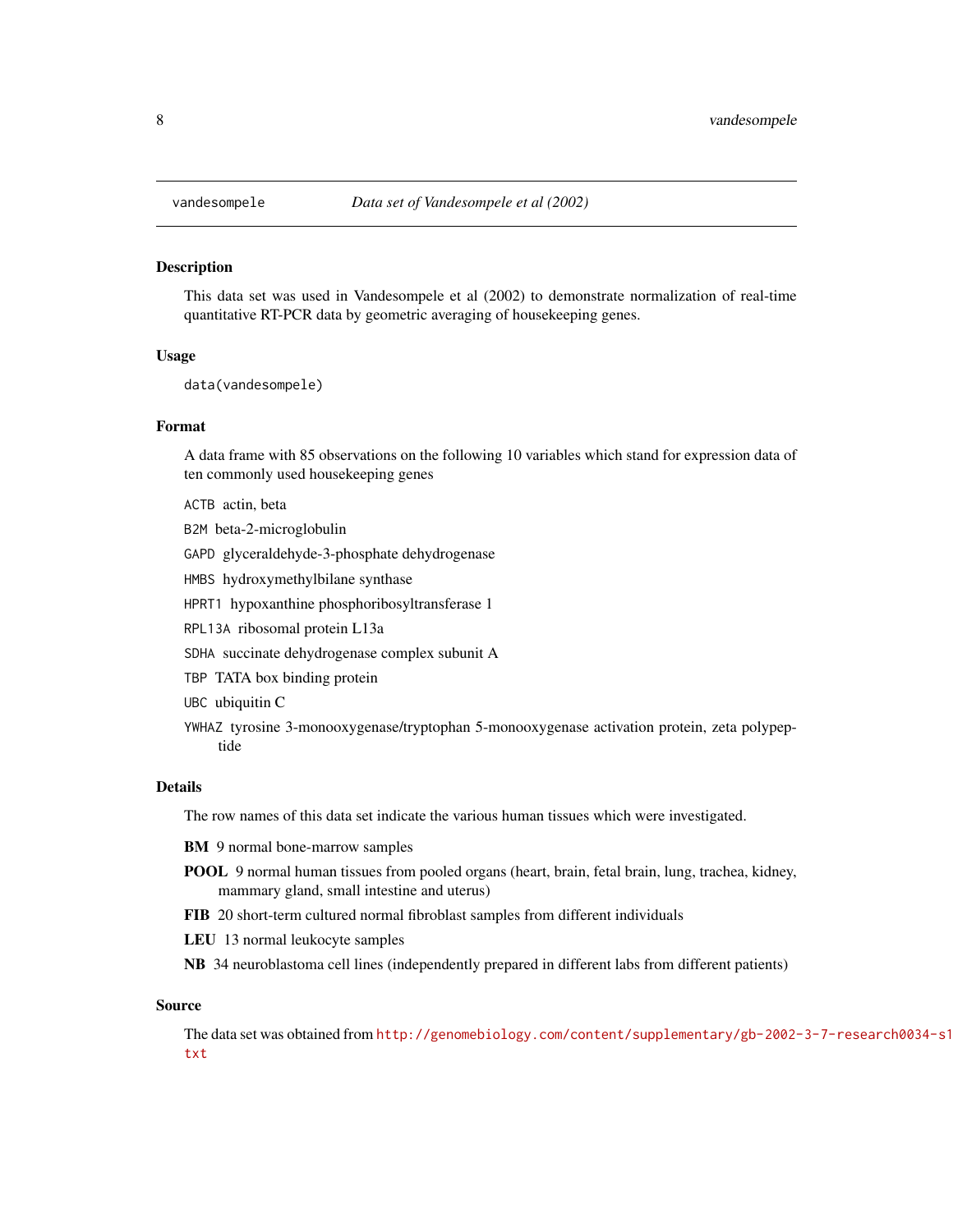## vandesompele *Data set of Vandesompele et al (2002)*

### Description

This data set was used in Vandesompele et al (2002) to demonstrate normalization of real-time quantitative RT-PCR data by geometric averaging of housekeeping genes.

### Usage

```
data(vandesompele)
```

### Format

A data frame with 85 observations on the following 10 variables which stand for expression data of ten commonly used housekeeping genes

- `ACTB` actin, beta
- `B2M` beta-2-microglobulin
- `GAPD` glyceraldehyde-3-phosphate dehydrogenase
- `HMBS` hydroxymethylbilane synthase
- `HPRT1` hypoxanthine phosphoribosyltransferase 1
- `RPL13A` ribosomal protein L13a
- `SDHA` succinate dehydrogenase complex subunit A
- `TBP` TATA box binding protein
- `UBC` ubiquitin C
- `YWHAZ` tyrosine 3-monooxygenase/tryptophan 5-monooxygenase activation protein, zeta polypeptide

### Details

The row names of this data set indicate the various human tissues which were investigated.

- **BM** 9 normal bone-marrow samples
- **POOL** 9 normal human tissues from pooled organs (heart, brain, fetal brain, lung, trachea, kidney, mammary gland, small intestine and uterus)
- **FIB** 20 short-term cultured normal fibroblast samples from different individuals
- **LEU** 13 normal leukocyte samples
- **NB** 34 neuroblastoma cell lines (independently prepared in different labs from different patients)

### Source

The data set was obtained from http://genomebiology.com/content/supplementary/gb-2002-3-7-research0034-s1.txt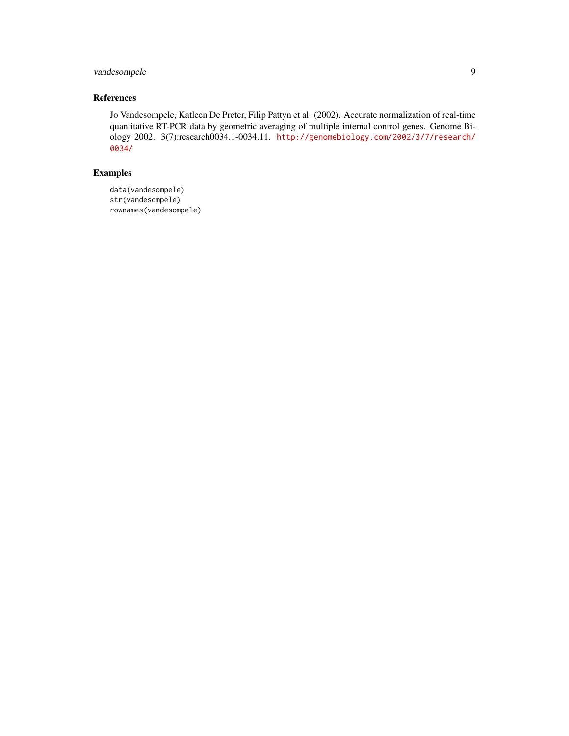## References

Jo Vandesompele, Katleen De Preter, Filip Pattyn et al. (2002). Accurate normalization of real-time quantitative RT-PCR data by geometric averaging of multiple internal control genes. Genome Biology 2002. 3(7):research0034.1-0034.11. http://genomebiology.com/2002/3/7/research/0034/

## Examples

```
data(vandesompele)
str(vandesompele)
rownames(vandesompele)
```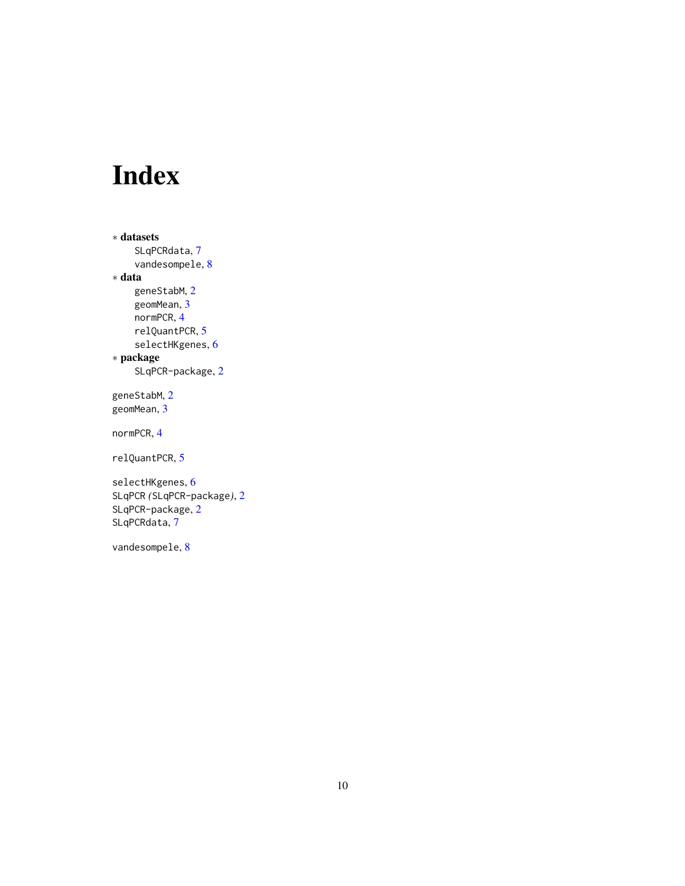# Index

∗ **datasets**
  SLqPCRdata, 7
  vandesompele, 8

∗ **data**
  geneStabM, 2
  geomMean, 3
  normPCR, 4
  relQuantPCR, 5
  selectHKgenes, 6

∗ **package**
  SLqPCR-package, 2

geneStabM, 2
geomMean, 3

normPCR, 4

relQuantPCR, 5

selectHKgenes, 6
SLqPCR (SLqPCR-package), 2
SLqPCR-package, 2
SLqPCRdata, 7

vandesompele, 8